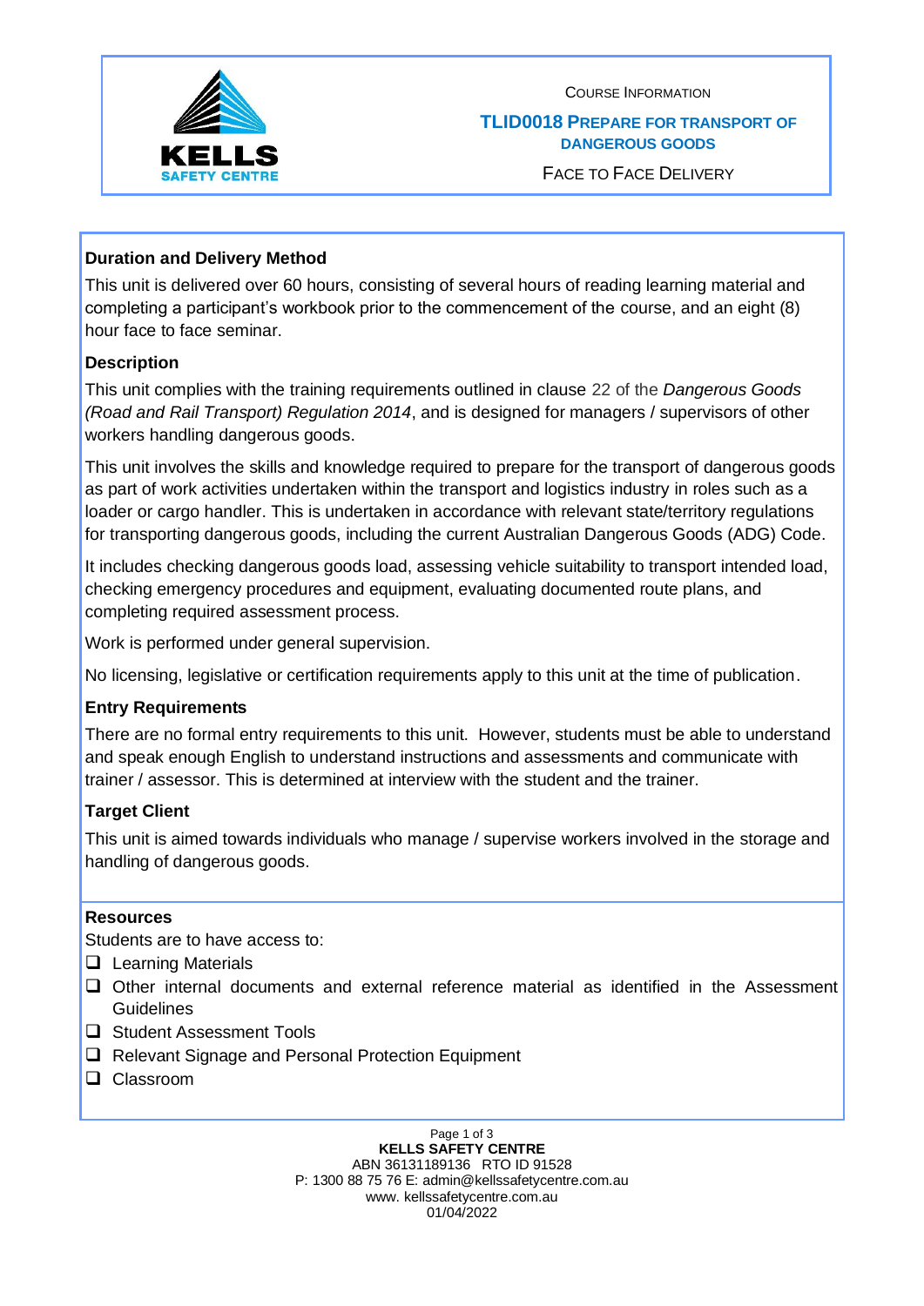COURSE INFORMATION

# TLID0018 PREPARE FOR TRANSPORT OF DANGEROUS GOODS

FACE TO FACE DELIVERY

### Duration and Delivery Method

This unit is delivered over 60 hours, consisting of several hours of reading learning material and completing a participant's workbook prior to the commencement of the course, and an eight (8) hour face to face seminar.

### Description

This unit complies with the training requirements outlined in clause 22 of the *Dangerous Goods (Road and Rail Transport) Regulation 2014*, and is designed for managers / supervisors of other workers handling dangerous goods.

This unit involves the skills and knowledge required to prepare for the transport of dangerous goods as part of work activities undertaken within the transport and logistics industry in roles such as a loader or cargo handler. This is undertaken in accordance with relevant state/territory regulations for transporting dangerous goods, including the current Australian Dangerous Goods (ADG) Code.

It includes checking dangerous goods load, assessing vehicle suitability to transport intended load, checking emergency procedures and equipment, evaluating documented route plans, and completing required assessment process.

Work is performed under general supervision.

No licensing, legislative or certification requirements apply to this unit at the time of publication.

### Entry Requirements

There are no formal entry requirements to this unit. However, students must be able to understand and speak enough English to understand instructions and assessments and communicate with trainer / assessor. This is determined at interview with the student and the trainer.

### Target Client

This unit is aimed towards individuals who manage / supervise workers involved in the storage and handling of dangerous goods.

### Resources

Students are to have access to:

- ❑ Learning Materials
- ❑ Other internal documents and external reference material as identified in the Assessment Guidelines
- ❑ Student Assessment Tools
- ❑ Relevant Signage and Personal Protection Equipment
- ❑ Classroom

**KELLS SAFETY CENTRE**
ABN 36131189136 RTO ID 91528
P: 1300 88 75 76 E: admin@kellssafetycentre.com.au
www. kellssafetycentre.com.au
01/04/2022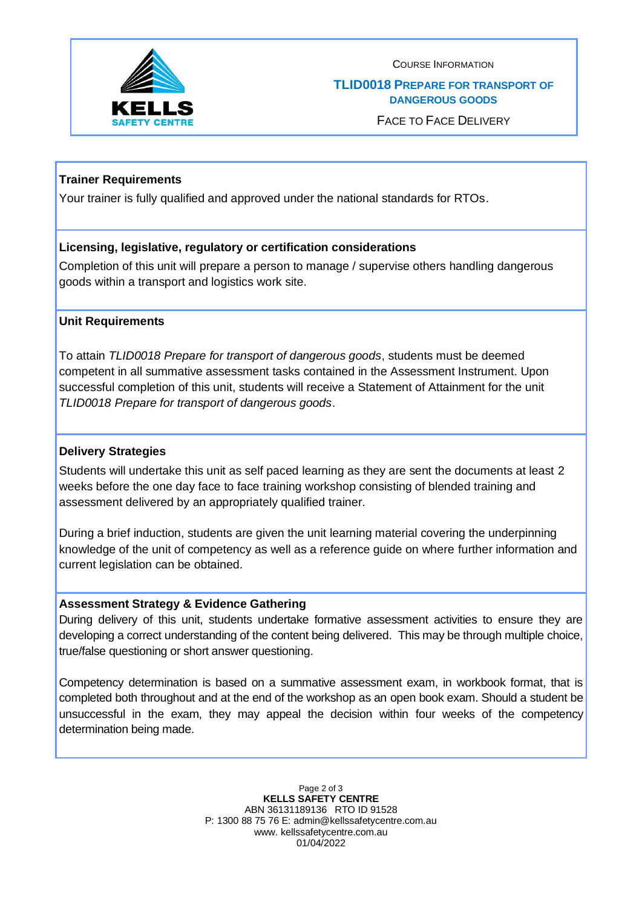Course Information

**TLID0018 Prepare for Transport of Dangerous Goods**

Face to Face Delivery

### Trainer Requirements

Your trainer is fully qualified and approved under the national standards for RTOs.

### Licensing, legislative, regulatory or certification considerations

Completion of this unit will prepare a person to manage / supervise others handling dangerous goods within a transport and logistics work site.

### Unit Requirements

To attain *TLID0018 Prepare for transport of dangerous goods*, students must be deemed competent in all summative assessment tasks contained in the Assessment Instrument. Upon successful completion of this unit, students will receive a Statement of Attainment for the unit *TLID0018 Prepare for transport of dangerous goods*.

### Delivery Strategies

Students will undertake this unit as self paced learning as they are sent the documents at least 2 weeks before the one day face to face training workshop consisting of blended training and assessment delivered by an appropriately qualified trainer.

During a brief induction, students are given the unit learning material covering the underpinning knowledge of the unit of competency as well as a reference guide on where further information and current legislation can be obtained.

### Assessment Strategy & Evidence Gathering

During delivery of this unit, students undertake formative assessment activities to ensure they are developing a correct understanding of the content being delivered. This may be through multiple choice, true/false questioning or short answer questioning.

Competency determination is based on a summative assessment exam, in workbook format, that is completed both throughout and at the end of the workshop as an open book exam. Should a student be unsuccessful in the exam, they may appeal the decision within four weeks of the competency determination being made.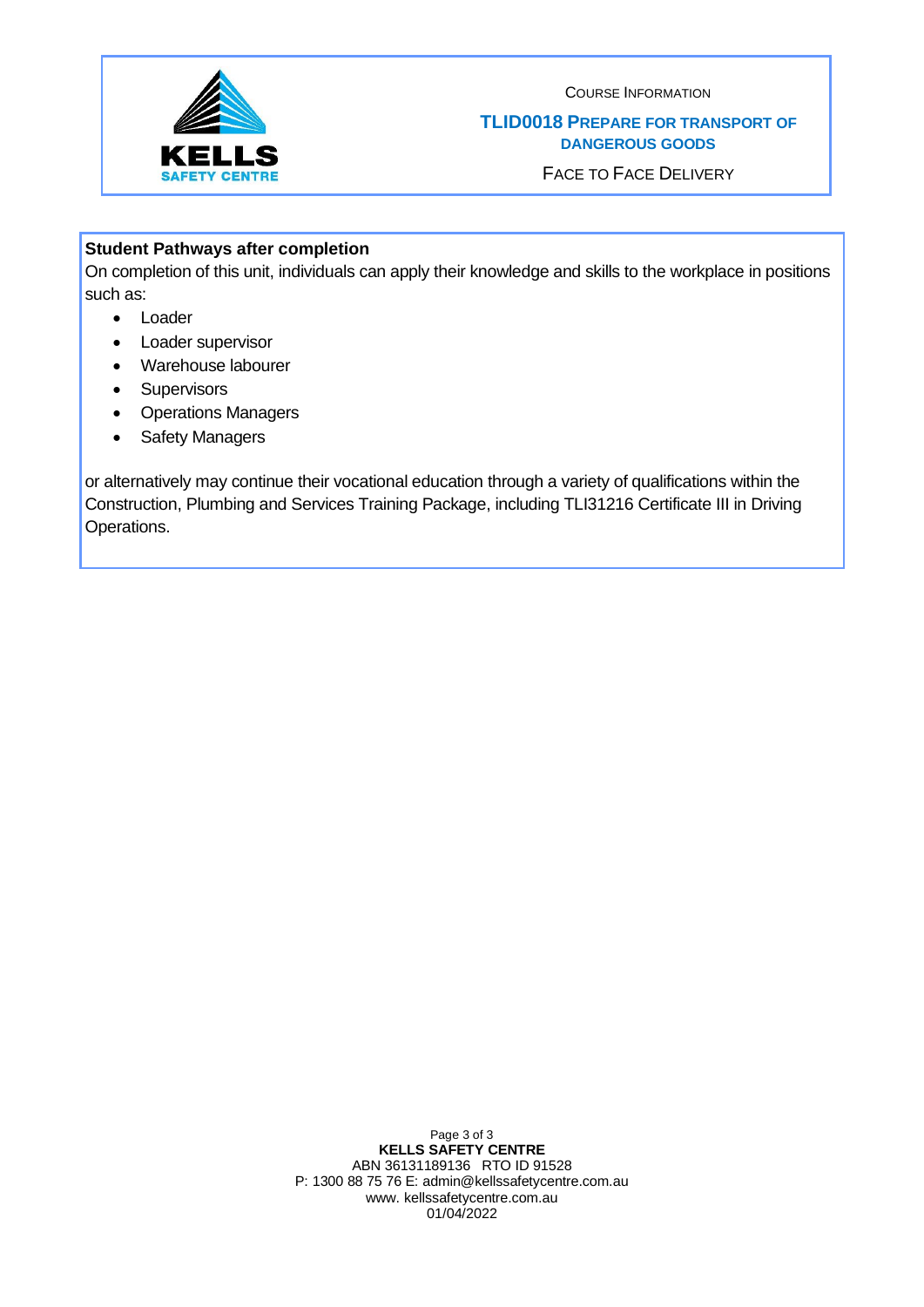COURSE INFORMATION

**TLID0018 PREPARE FOR TRANSPORT OF DANGEROUS GOODS**

FACE TO FACE DELIVERY

**Student Pathways after completion**

On completion of this unit, individuals can apply their knowledge and skills to the workplace in positions such as:

- Loader
- Loader supervisor
- Warehouse labourer
- Supervisors
- Operations Managers
- Safety Managers

or alternatively may continue their vocational education through a variety of qualifications within the Construction, Plumbing and Services Training Package, including TLI31216 Certificate III in Driving Operations.